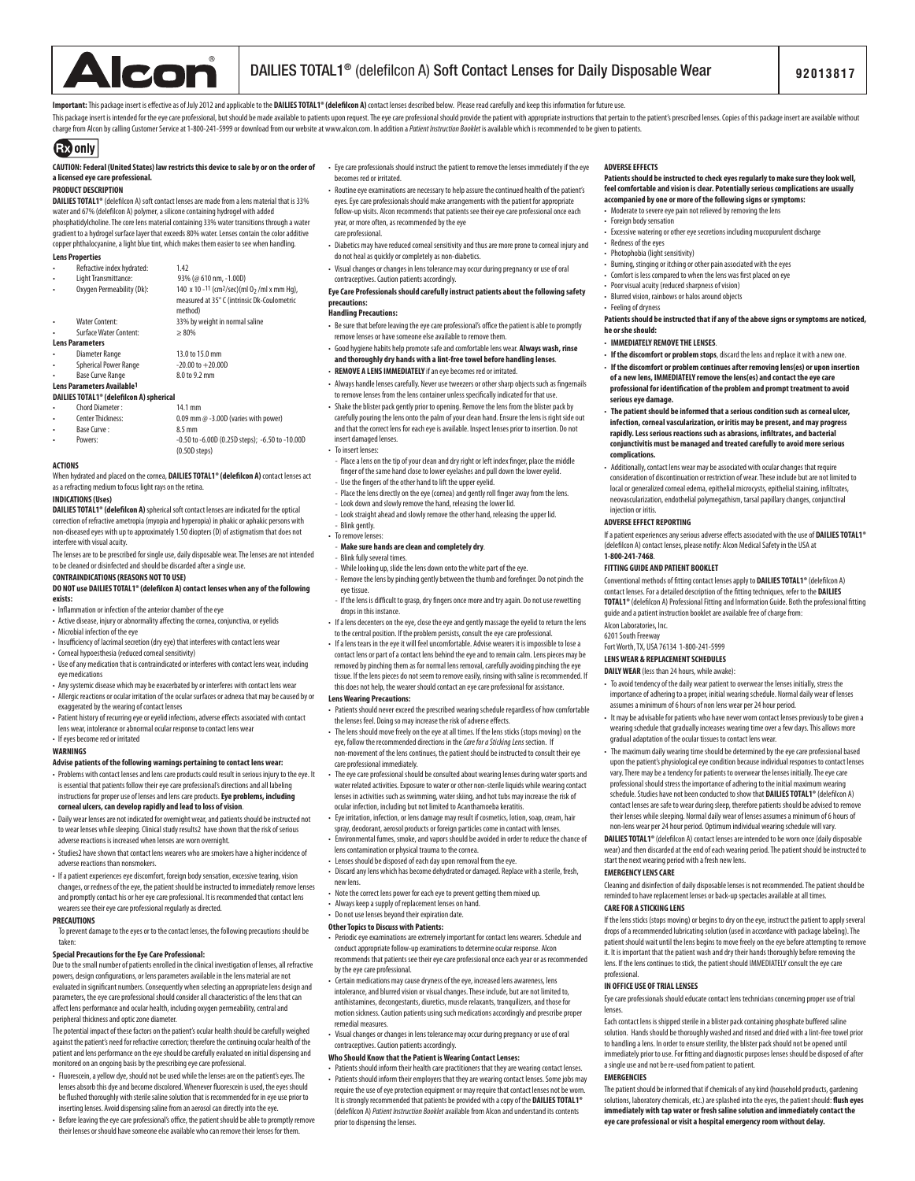# Alcon

## DAILIES TOTAL1® (delefilcon A) Soft Contact Lenses for Daily Disposable Wear

**92013817**

**Important:** This package insert is effective as of July 2012 and applicable to the **DAILIES TOTAL1® (delefilcon A)** contact lenses described below. Please read carefully and keep this information for future use.

This package insert is intended for the eye care professional, but should be made available to patients upon request. The eye care professional should provide the patient with appropriate instructions that pertain to the patient's prescribed lenses. Copies of this package insert are available without charge from Alcon by calling Customer Service at 1-800-241-5999 or download from our website at www.alcon.com. In addition a *Patient Instruction Booklet* is available which is recommended to be given to patients.

**Rx only**

**CAUTION: Federal (United States) law restricts this device to sale by or on the order of a licensed eye care professional.**

### PRODUCT DESCRIPTION

**DAILIES TOTAL1®** (delefilcon A) soft contact lenses are made from a lens material that is 33% water and 67% (delefilcon A) polymer, a silicone containing hydrogel with added phosphatidylcholine. The core lens material containing 33% water transitions through a water gradient to a hydrogel surface layer that exceeds 80% water. Lenses contain the color additive copper phthalocyanine, a light blue tint, which makes them easier to see when handling.

**Lens Properties**

- Refractive index hydrated: 1.42
- Light Transmittance: 93% (@ 610 nm, -1.00D)
- Oxygen Permeability (Dk): 140 x $10^{-11}$ ($cm^2$/sec)(ml $O_2$ /ml x mm Hg), measured at 35° C (intrinsic Dk-Coulometric method)
- Water Content: 33% by weight in normal saline
- Surface Water Content: ≥ 80%

**Lens Parameters**

- Diameter Range 13.0 to 15.0 mm
- Spherical Power Range -20.00 to +20.00D
- Base Curve Range 8.0 to 9.2 mm

**Lens Parameters Available[1]**

**DAILIES TOTAL1® (delefilcon A) spherical**

- Chord Diameter : 14.1 mm
- Center Thickness: 0.09 mm @ -3.00D (varies with power)
- Base Curve : 8.5 mm
- Powers: -0.50 to -6.00D (0.25D steps); -6.50 to -10.00D (0.50D steps)

### ACTIONS

When hydrated and placed on the cornea, **DAILIES TOTAL1® (delefilcon A)** contact lenses act as a refracting medium to focus light rays on the retina.

### INDICATIONS (Uses)

**DAILIES TOTAL1® (delefilcon A)** spherical soft contact lenses are indicated for the optical correction of refractive ametropia (myopia and hyperopia) in phakic or aphakic persons with non-diseased eyes with up to approximately 1.50 diopters (D) of astigmatism that does not interfere with visual acuity.

The lenses are to be prescribed for single use, daily disposable wear. The lenses are not intended to be cleaned or disinfected and should be discarded after a single use.

### CONTRAINDICATIONS (REASONS NOT TO USE)

**DO NOT use DAILIES TOTAL1® (delefilcon A) contact lenses when any of the following exists:**

- Inflammation or infection of the anterior chamber of the eye
- Active disease, injury or abnormality affecting the cornea, conjunctiva, or eyelids
- Microbial infection of the eye
- Insufficiency of lacrimal secretion (dry eye) that interferes with contact lens wear
- Corneal hypoesthesia (reduced corneal sensitivity)
- Use of any medication that is contraindicated or interferes with contact lens wear, including eye medications
- Any systemic disease which may be exacerbated by or interferes with contact lens wear
- Allergic reactions or ocular irritation of the ocular surfaces or adnexa that may be caused by or exaggerated by the wearing of contact lenses
- Patient history of recurring eye or eyelid infections, adverse effects associated with contact lens wear, intolerance or abnormal ocular response to contact lens wear
- If eyes become red or irritated

### WARNINGS

**Advise patients of the following warnings pertaining to contact lens wear:**

- Problems with contact lenses and lens care products could result in serious injury to the eye. It is essential that patients follow their eye care professional's directions and all labeling instructions for proper use of lenses and lens care products. **Eye problems, including corneal ulcers, can develop rapidly and lead to loss of vision**.
- Daily wear lenses are not indicated for overnight wear, and patients should be instructed not to wear lenses while sleeping. Clinical study results2 have shown that the risk of serious adverse reactions is increased when lenses are worn overnight.
- Studies2 have shown that contact lens wearers who are smokers have a higher incidence of adverse reactions than nonsmokers.
- If a patient experiences eye discomfort, foreign body sensation, excessive tearing, vision changes, or redness of the eye, the patient should be instructed to immediately remove lenses and promptly contact his or her eye care professional. It is recommended that contact lens wearers see their eye care professional regularly as directed.

### PRECAUTIONS

To prevent damage to the eyes or to the contact lenses, the following precautions should be taken:

**Special Precautions for the Eye Care Professional:**

Due to the small number of patients enrolled in the clinical investigation of lenses, all refractive powers, design configurations, or lens parameters available in the lens material are not evaluated in significant numbers. Consequently when selecting an appropriate lens design and parameters, the eye care professional should consider all characteristics of the lens that can affect lens performance and ocular health, including oxygen permeability, central and peripheral thickness and optic zone diameter.

The potential impact of these factors on the patient's ocular health should be carefully weighed against the patient's need for refractive correction; therefore the continuing ocular health of the patient and lens performance on the eye should be carefully evaluated on initial dispensing and monitored on an ongoing basis by the prescribing eye care professional.

- Fluorescein, a yellow dye, should not be used while the lenses are on the patient's eyes. The lenses absorb this dye and become discolored. Whenever fluorescein is used, the eyes should be flushed thoroughly with sterile saline solution that is recommended for in eye use prior to inserting lenses. Avoid dispensing saline from an aerosol can directly into the eye.
- Before leaving the eye care professional's office, the patient should be able to promptly remove their lenses or should have someone else available who can remove their lenses for them.
- Eye care professionals should instruct the patient to remove the lenses immediately if the eye becomes red or irritated.
- Routine eye examinations are necessary to help assure the continued health of the patient's eyes. Eye care professionals should make arrangements with the patient for appropriate follow-up visits. Alcon recommends that patients see their eye care professional once each year, or more often, as recommended by the eye care professional.
- Diabetics may have reduced corneal sensitivity and thus are more prone to corneal injury and do not heal as quickly or completely as non-diabetics.
- Visual changes or changes in lens tolerance may occur during pregnancy or use of oral contraceptives. Caution patients accordingly.

**Eye Care Professionals should carefully instruct patients about the following safety precautions:**

**Handling Precautions:**

- Be sure that before leaving the eye care professional's office the patient is able to promptly remove lenses or have someone else available to remove them.
- Good hygiene habits help promote safe and comfortable lens wear. **Always wash, rinse and thoroughly dry hands with a lint-free towel before handling lenses**.
- **REMOVE A LENS IMMEDIATELY** if an eye becomes red or irritated.
- Always handle lenses carefully. Never use tweezers or other sharp objects such as fingernails to remove lenses from the lens container unless specifically indicated for that use.
- Shake the blister pack gently prior to opening. Remove the lens from the blister pack by carefully pouring the lens onto the palm of your clean hand. Ensure the lens is right side out and that the correct lens for each eye is available. Inspect lenses prior to insertion. Do not insert damaged lenses.
- To insert lenses:
  - Place a lens on the tip of your clean and dry right or left index finger, place the middle finger of the same hand close to lower eyelashes and pull down the lower eyelid.
  - Use the fingers of the other hand to lift the upper eyelid.
  - Place the lens directly on the eye (cornea) and gently roll finger away from the lens.
  - Look down and slowly remove the hand, releasing the lower lid.
  - Look straight ahead and slowly remove the other hand, releasing the upper lid.
  - Blink gently.
- To remove lenses:
  - **Make sure hands are clean and completely dry**.
  - Blink fully several times.
  - While looking up, slide the lens down onto the white part of the eye.
  - Remove the lens by pinching gently between the thumb and forefinger. Do not pinch the eye tissue.
  - If the lens is difficult to grasp, dry fingers once more and try again. Do not use rewetting drops in this instance.
- If a lens decenters on the eye, close the eye and gently massage the eyelid to return the lens to the central position. If the problem persists, consult the eye care professional.
- If a lens tears in the eye it will feel uncomfortable. Advise wearers it is impossible to lose a contact lens or part of a contact lens behind the eye and to remain calm. Lens pieces may be removed by pinching them as for normal lens removal, carefully avoiding pinching the eye tissue. If the lens pieces do not seem to remove easily, rinsing with saline is recommended. If this does not help, the wearer should contact an eye care professional for assistance.

**Lens Wearing Precautions:**

- Patients should never exceed the prescribed wearing schedule regardless of how comfortable the lenses feel. Doing so may increase the risk of adverse effects.
- The lens should move freely on the eye at all times. If the lens sticks (stops moving) on the eye, follow the recommended directions in the *Care for a Sticking Lens* section. If non-movement of the lens continues, the patient should be instructed to consult their eye care professional immediately.
- The eye care professional should be consulted about wearing lenses during water sports and water related activities. Exposure to water or other non-sterile liquids while wearing contact lenses in activities such as swimming, water skiing, and hot tubs may increase the risk of ocular infection, including but not limited to Acanthamoeba keratitis.
- Eye irritation, infection, or lens damage may result if cosmetics, lotion, soap, cream, hair spray, deodorant, aerosol products or foreign particles come in contact with lenses.
- Environmental fumes, smoke, and vapors should be avoided in order to reduce the chance of lens contamination or physical trauma to the cornea.
- Lenses should be disposed of each day upon removal from the eye.
- Discard any lens which has become dehydrated or damaged. Replace with a sterile, fresh, new lens.
- Note the correct lens power for each eye to prevent getting them mixed up.
- Always keep a supply of replacement lenses on hand.
- Do not use lenses beyond their expiration date.

**Other Topics to Discuss with Patients:**

- Periodic eye examinations are extremely important for contact lens wearers. Schedule and conduct appropriate follow-up examinations to determine ocular response. Alcon recommends that patients see their eye care professional once each year or as recommended by the eye care professional.
- Certain medications may cause dryness of the eye, increased lens awareness, lens intolerance, and blurred vision or visual changes. These include, but are not limited to, antihistamines, decongestants, diuretics, muscle relaxants, tranquilizers, and those for motion sickness. Caution patients using such medications accordingly and prescribe proper remedial measures.
- Visual changes or changes in lens tolerance may occur during pregnancy or use of oral contraceptives. Caution patients accordingly.

**Who Should Know that the Patient is Wearing Contact Lenses:**

- Patients should inform their health care practitioners that they are wearing contact lenses.
- Patients should inform their employers that they are wearing contact lenses. Some jobs may require the use of eye protection equipment or may require that contact lenses not be worn. It is strongly recommended that patients be provided with a copy of the **DAILIES TOTAL1®** (delefilcon A) *Patient Instruction Booklet* available from Alcon and understand its contents prior to dispensing the lenses.

### ADVERSE EFFECTS

**Patients should be instructed to check eyes regularly to make sure they look well, feel comfortable and vision is clear. Potentially serious complications are usually accompanied by one or more of the following signs or symptoms:**

- Moderate to severe eye pain not relieved by removing the lens
- Foreign body sensation
- Excessive watering or other eye secretions including mucopurulent discharge
- Redness of the eyes
- Photophobia (light sensitivity)
- Burning, stinging or itching or other pain associated with the eyes
- Comfort is less compared to when the lens was first placed on eye
- Poor visual acuity (reduced sharpness of vision)
- Blurred vision, rainbows or halos around objects
- Feeling of dryness

**Patients should be instructed that if any of the above signs or symptoms are noticed, he or she should:**

- **IMMEDIATELY REMOVE THE LENSES**.
- **If the discomfort or problem stops**, discard the lens and replace it with a new one.
- **If the discomfort or problem continues after removing lens(es) or upon insertion of a new lens, IMMEDIATELY remove the lens(es) and contact the eye care professional for identification of the problem and prompt treatment to avoid serious eye damage.**
- **The patient should be informed that a serious condition such as corneal ulcer, infection, corneal vascularization, or iritis may be present, and may progress rapidly. Less serious reactions such as abrasions, infiltrates, and bacterial conjunctivitis must be managed and treated carefully to avoid more serious complications.**
- Additionally, contact lens wear may be associated with ocular changes that require consideration of discontinuation or restriction of wear. These include but are not limited to local or generalized corneal edema, epithelial microcysts, epithelial staining, infiltrates, neovascularization, endothelial polymegathism, tarsal papillary changes, conjunctival injection or iritis.

### ADVERSE EFFECT REPORTING

If a patient experiences any serious adverse effects associated with the use of **DAILIES TOTAL1®** (delefilcon A) contact lenses, please notify: Alcon Medical Safety in the USA at **1-800-241-7468**.

### FITTING GUIDE AND PATIENT BOOKLET

Conventional methods of fitting contact lenses apply to **DAILIES TOTAL1®** (delefilcon A) contact lenses. For a detailed description of the fitting techniques, refer to the **DAILIES TOTAL1®** (delefilcon A) Professional Fitting and Information Guide. Both the professional fitting guide and a patient instruction booklet are available free of charge from:

Alcon Laboratories, Inc.
6201 South Freeway
Fort Worth, TX, USA 76134 1-800-241-5999

### LENS WEAR & REPLACEMENT SCHEDULES

**DAILY WEAR** (less than 24 hours, while awake):

- To avoid tendency of the daily wear patient to overwear the lenses initially, stress the importance of adhering to a proper, initial wearing schedule. Normal daily wear of lenses assumes a minimum of 6 hours of non lens wear per 24 hour period.
- It may be advisable for patients who have never worn contact lenses previously to be given a wearing schedule that gradually increases wearing time over a few days. This allows more gradual adaptation of the ocular tissues to contact lens wear.
- The maximum daily wearing time should be determined by the eye care professional based upon the patient's physiological eye condition because individual responses to contact lenses vary. There may be a tendency for patients to overwear the lenses initially. The eye care professional should stress the importance of adhering to the initial maximum wearing schedule. Studies have not been conducted to show that **DAILIES TOTAL1®** (delefilcon A) contact lenses are safe to wear during sleep, therefore patients should be advised to remove their lenses while sleeping. Normal daily wear of lenses assumes a minimum of 6 hours of non-lens wear per 24 hour period. Optimum individual wearing schedule will vary.

**DAILIES TOTAL1®** (delefilcon A) contact lenses are intended to be worn once (daily disposable wear) and then discarded at the end of each wearing period. The patient should be instructed to start the next wearing period with a fresh new lens.

### EMERGENCY LENS CARE

Cleaning and disinfection of daily disposable lenses is not recommended. The patient should be reminded to have replacement lenses or back-up spectacles available at all times.

### CARE FOR A STICKING LENS

If the lens sticks (stops moving) or begins to dry on the eye, instruct the patient to apply several drops of a recommended lubricating solution (used in accordance with package labeling). The patient should wait until the lens begins to move freely on the eye before attempting to remove it. It is important that the patient wash and dry their hands thoroughly before removing the lens. If the lens continues to stick, the patient should IMMEDIATELY consult the eye care professional.

### IN OFFICE USE OF TRIAL LENSES

Eye care professionals should educate contact lens technicians concerning proper use of trial lenses.

Each contact lens is shipped sterile in a blister pack containing phosphate buffered saline solution. Hands should be thoroughly washed and rinsed and dried with a lint-free towel prior to handling a lens. In order to ensure sterility, the blister pack should not be opened until immediately prior to use. For fitting and diagnostic purposes lenses should be disposed of after a single use and not be re-used from patient to patient.

### EMERGENCIES

The patient should be informed that if chemicals of any kind (household products, gardening solutions, laboratory chemicals, etc.) are splashed into the eyes, the patient should: **flush eyes immediately with tap water or fresh saline solution and immediately contact the eye care professional or visit a hospital emergency room without delay.**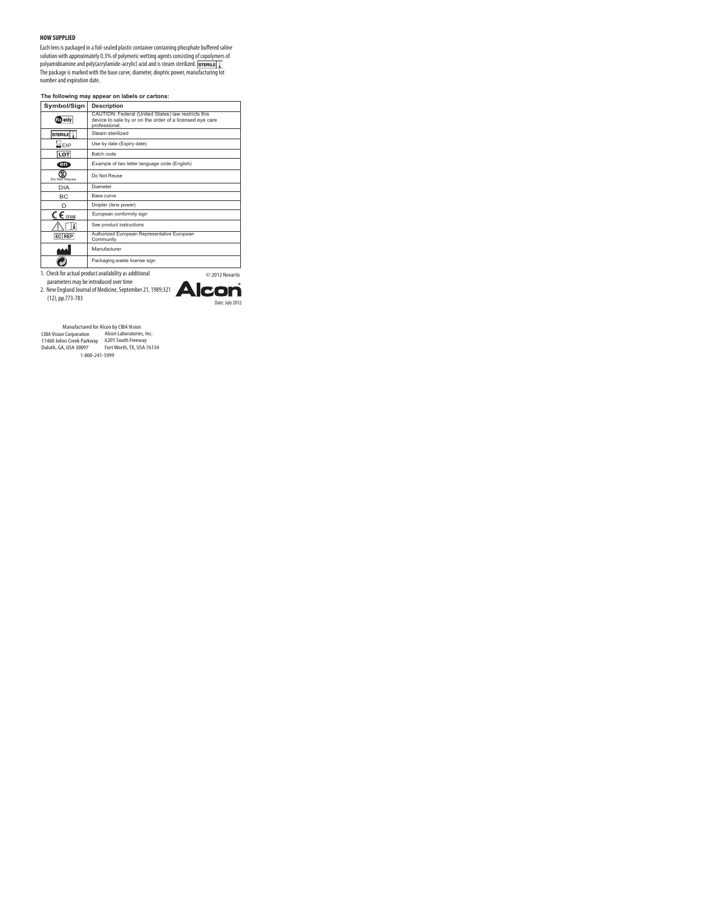## HOW SUPPLIED

Each lens is packaged in a foil-sealed plastic container containing phosphate buffered saline solution with approximately 0.3% of polymeric wetting agents consisting of copolymers of polyamidoamine and poly(acrylamide-acrylic) acid and is steam sterilized. STERILE
The package is marked with the base curve, diameter, dioptric power, manufacturing lot number and expiration date.

**The following may appear on labels or cartons:**

| Symbol/Sign | Description |
|---|---|
| Rx only | CAUTION: Federal (United States) law restricts this device to sale by or on the order of a licensed eye care professional. |
| STERILE | Steam sterilized |
| EXP | Use by date (Expiry date) |
| LOT | Batch code |
| en | Example of two letter language code (English) |
| Do Not Reuse | Do Not Reuse |
| DIA | Diameter |
| BC | Base curve |
| D | Diopter (lens power) |
| CE 0086 | European conformity sign |
| | See product instructions |
| EC REP | Authorized European Representative European Community |
| | Manufacturer |
| | Packaging waste license sign |

1. Check for actual product availability as additional parameters may be introduced over time
2. New England Journal of Medicine, September 21, 1989;321 (12), pp.773-783

© 2012 Novartis

Alcon®

Date: July 2012

Manufactured for Alcon by CIBA Vision

CIBA Vision Corporation
11460 Johns Creek Parkway
Duluth, GA, USA 30097

Alcon Laboratories, Inc.
6201 South Freeway
Fort Worth, TX, USA 76134

1-800-241-5999